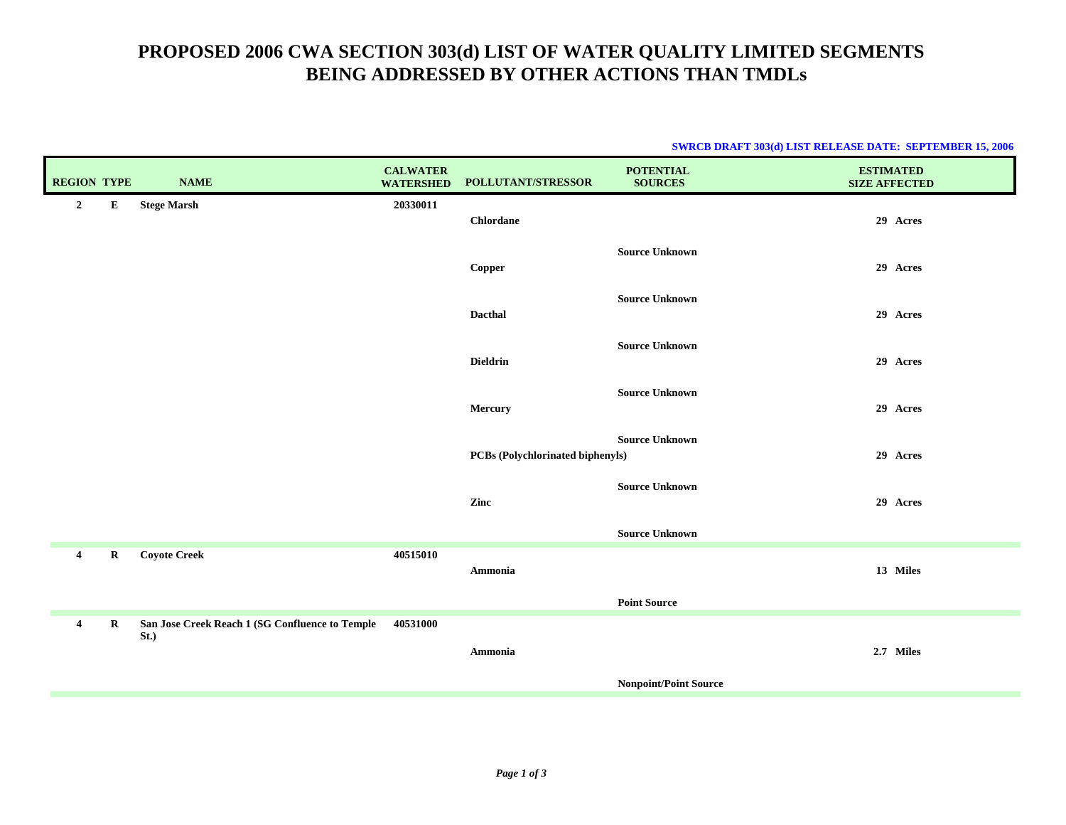# PROPOSED 2006 CWA SECTION 303(d) LIST OF WATER QUALITY LIMITED SEGMENTS BEING ADDRESSED BY OTHER ACTIONS THAN TMDLs

**SWRCB DRAFT 303(d) LIST RELEASE DATE: SEPTEMBER 15, 2006**

| REGION | TYPE | NAME | CALWATER WATERSHED | POLLUTANT/STRESSOR | POTENTIAL SOURCES | ESTIMATED SIZE AFFECTED |
|---|---|---|---|---|---|---|
| 2 | E | Stege Marsh | 20330011 | | | |
| | | | | Chlordane | | 29 Acres |
| | | | | | Source Unknown | |
| | | | | Copper | | 29 Acres |
| | | | | | Source Unknown | |
| | | | | Dacthal | | 29 Acres |
| | | | | | Source Unknown | |
| | | | | Dieldrin | | 29 Acres |
| | | | | | Source Unknown | |
| | | | | Mercury | | 29 Acres |
| | | | | | Source Unknown | |
| | | | | PCBs (Polychlorinated biphenyls) | | 29 Acres |
| | | | | | Source Unknown | |
| | | | | Zinc | | 29 Acres |
| | | | | | Source Unknown | |
| 4 | R | Coyote Creek | 40515010 | | | |
| | | | | Ammonia | | 13 Miles |
| | | | | | Point Source | |
| 4 | R | San Jose Creek Reach 1 (SG Confluence to Temple St.) | 40531000 | | | |
| | | | | Ammonia | | 2.7 Miles |
| | | | | | Nonpoint/Point Source | |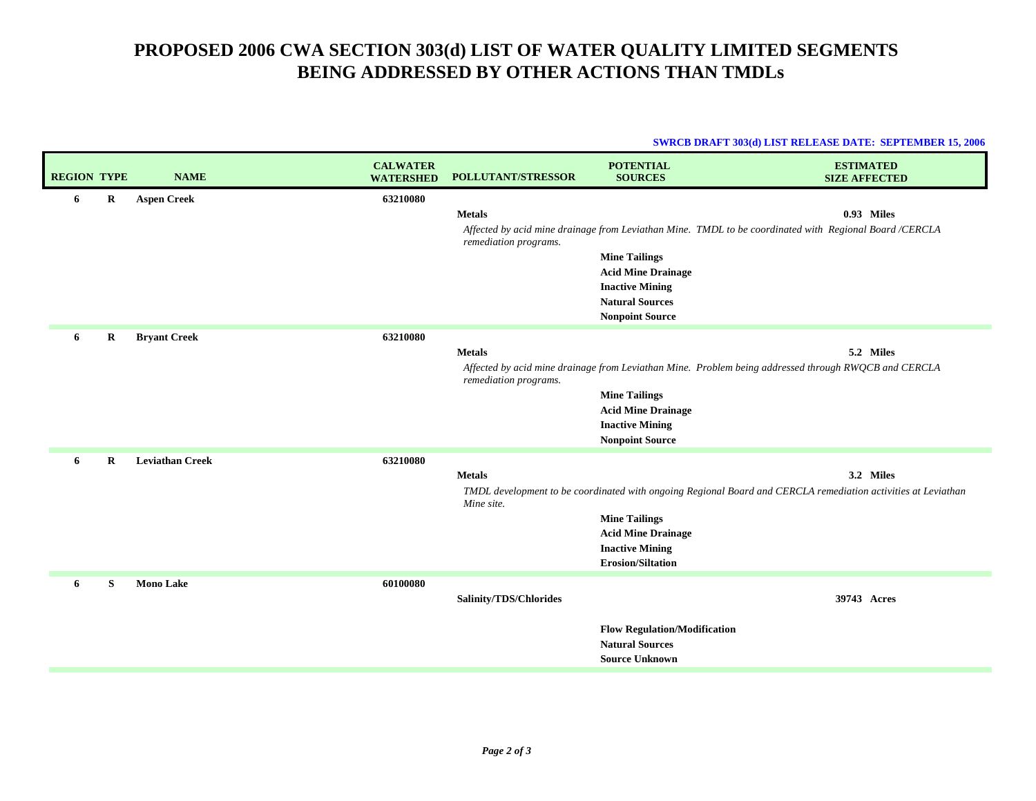# PROPOSED 2006 CWA SECTION 303(d) LIST OF WATER QUALITY LIMITED SEGMENTS BEING ADDRESSED BY OTHER ACTIONS THAN TMDLs

**SWRCB DRAFT 303(d) LIST RELEASE DATE: SEPTEMBER 15, 2006**

| REGION | TYPE | NAME | CALWATER WATERSHED | POLLUTANT/STRESSOR | POTENTIAL SOURCES | ESTIMATED SIZE AFFECTED |
|---|---|---|---|---|---|---|
| 6 | R | Aspen Creek | 63210080 | | | |
| | | | | Metals | | 0.93 Miles |
| | | | | *Affected by acid mine drainage from Leviathan Mine. TMDL to be coordinated with Regional Board /CERCLA remediation programs.* | | |
| | | | | | Mine Tailings | |
| | | | | | Acid Mine Drainage | |
| | | | | | Inactive Mining | |
| | | | | | Natural Sources | |
| | | | | | Nonpoint Source | |
| 6 | R | Bryant Creek | 63210080 | | | |
| | | | | Metals | | 5.2 Miles |
| | | | | *Affected by acid mine drainage from Leviathan Mine. Problem being addressed through RWQCB and CERCLA remediation programs.* | | |
| | | | | | Mine Tailings | |
| | | | | | Acid Mine Drainage | |
| | | | | | Inactive Mining | |
| | | | | | Nonpoint Source | |
| 6 | R | Leviathan Creek | 63210080 | | | |
| | | | | Metals | | 3.2 Miles |
| | | | | *TMDL development to be coordinated with ongoing Regional Board and CERCLA remediation activities at Leviathan Mine site.* | | |
| | | | | | Mine Tailings | |
| | | | | | Acid Mine Drainage | |
| | | | | | Inactive Mining | |
| | | | | | Erosion/Siltation | |
| 6 | S | Mono Lake | 60100080 | | | |
| | | | | Salinity/TDS/Chlorides | | 39743 Acres |
| | | | | | Flow Regulation/Modification | |
| | | | | | Natural Sources | |
| | | | | | Source Unknown | |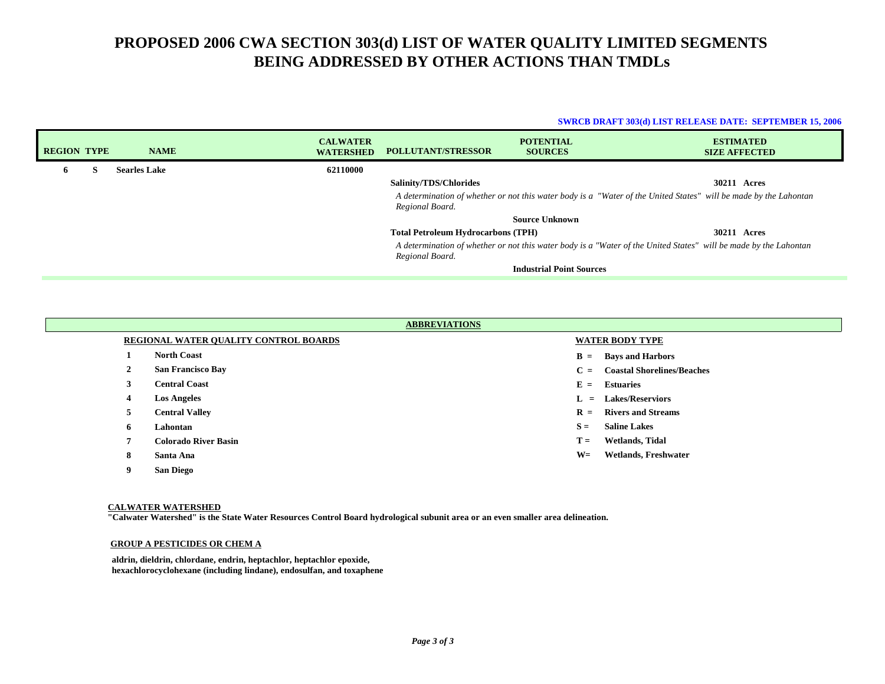# PROPOSED 2006 CWA SECTION 303(d) LIST OF WATER QUALITY LIMITED SEGMENTS BEING ADDRESSED BY OTHER ACTIONS THAN TMDLs

**SWRCB DRAFT 303(d) LIST RELEASE DATE: SEPTEMBER 15, 2006**

| REGION | TYPE | NAME | CALWATER WATERSHED | POLLUTANT/STRESSOR | POTENTIAL SOURCES | ESTIMATED SIZE AFFECTED |
|---|---|---|---|---|---|---|
| 6 | S | Searles Lake | 62110000 | | | |
| | | | | **Salinity/TDS/Chlorides** | | 30211 Acres |
| | | | | *A determination of whether or not this water body is a "Water of the United States" will be made by the Lahontan Regional Board.* | | |
| | | | | | Source Unknown | |
| | | | | **Total Petroleum Hydrocarbons (TPH)** | | 30211 Acres |
| | | | | *A determination of whether or not this water body is a "Water of the United States" will be made by the Lahontan Regional Board.* | | |
| | | | | | Industrial Point Sources | |

## ABBREVIATIONS

**REGIONAL WATER QUALITY CONTROL BOARDS**

1. North Coast
2. San Francisco Bay
3. Central Coast
4. Los Angeles
5. Central Valley
6. Lahontan
7. Colorado River Basin
8. Santa Ana
9. San Diego

**WATER BODY TYPE**

- B = Bays and Harbors
- C = Coastal Shorelines/Beaches
- E = Estuaries
- L = Lakes/Reserviors
- R = Rivers and Streams
- S = Saline Lakes
- T = Wetlands, Tidal
- W= Wetlands, Freshwater

**CALWATER WATERSHED**

"Calwater Watershed" is the State Water Resources Control Board hydrological subunit area or an even smaller area delineation.

**GROUP A PESTICIDES OR CHEM A**

aldrin, dieldrin, chlordane, endrin, heptachlor, heptachlor epoxide, hexachlorocyclohexane (including lindane), endosulfan, and toxaphene